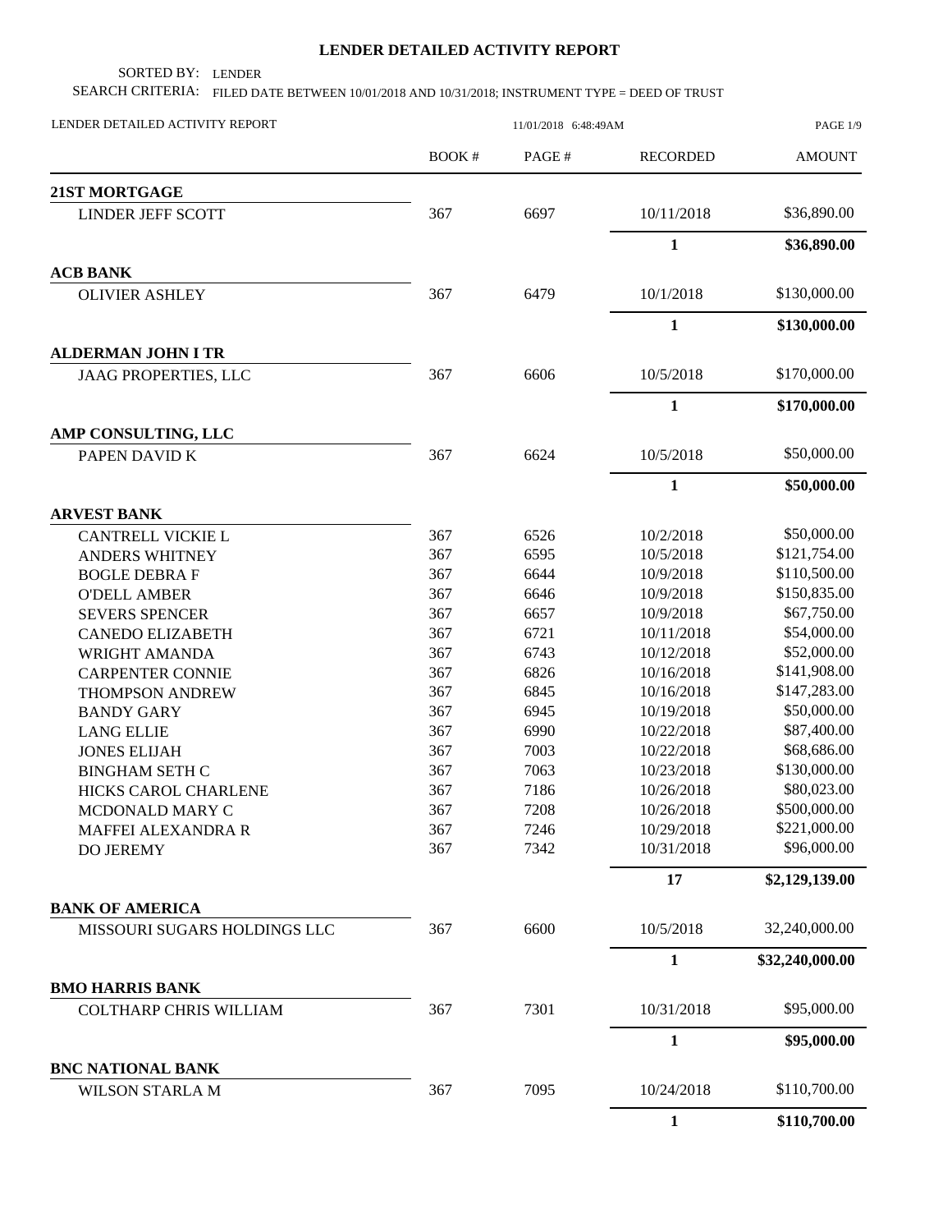# LENDER DETAILED ACTIVITY REPORT

SORTED BY: LENDER

SEARCH CRITERIA: FILED DATE BETWEEN 10/01/2018 AND 10/31/2018; INSTRUMENT TYPE = DEED OF TRUST

LENDER DETAILED ACTIVITY REPORT 11/01/2018 6:48:49AM

| | BOOK # | PAGE # | RECORDED | AMOUNT |
|---|---|---|---|---|
| **21ST MORTGAGE** | | | | |
| LINDER JEFF SCOTT | 367 | 6697 | 10/11/2018 | $36,890.00 |
| | | | **1** | **$36,890.00** |
| **ACB BANK** | | | | |
| OLIVIER ASHLEY | 367 | 6479 | 10/1/2018 | $130,000.00 |
| | | | **1** | **$130,000.00** |
| **ALDERMAN JOHN I TR** | | | | |
| JAAG PROPERTIES, LLC | 367 | 6606 | 10/5/2018 | $170,000.00 |
| | | | **1** | **$170,000.00** |
| **AMP CONSULTING, LLC** | | | | |
| PAPEN DAVID K | 367 | 6624 | 10/5/2018 | $50,000.00 |
| | | | **1** | **$50,000.00** |
| **ARVEST BANK** | | | | |
| CANTRELL VICKIE L | 367 | 6526 | 10/2/2018 | $50,000.00 |
| ANDERS WHITNEY | 367 | 6595 | 10/5/2018 | $121,754.00 |
| BOGLE DEBRA F | 367 | 6644 | 10/9/2018 | $110,500.00 |
| O'DELL AMBER | 367 | 6646 | 10/9/2018 | $150,835.00 |
| SEVERS SPENCER | 367 | 6657 | 10/9/2018 | $67,750.00 |
| CANEDO ELIZABETH | 367 | 6721 | 10/11/2018 | $54,000.00 |
| WRIGHT AMANDA | 367 | 6743 | 10/12/2018 | $52,000.00 |
| CARPENTER CONNIE | 367 | 6826 | 10/16/2018 | $141,908.00 |
| THOMPSON ANDREW | 367 | 6845 | 10/16/2018 | $147,283.00 |
| BANDY GARY | 367 | 6945 | 10/19/2018 | $50,000.00 |
| LANG ELLIE | 367 | 6990 | 10/22/2018 | $87,400.00 |
| JONES ELIJAH | 367 | 7003 | 10/22/2018 | $68,686.00 |
| BINGHAM SETH C | 367 | 7063 | 10/23/2018 | $130,000.00 |
| HICKS CAROL CHARLENE | 367 | 7186 | 10/26/2018 | $80,023.00 |
| MCDONALD MARY C | 367 | 7208 | 10/26/2018 | $500,000.00 |
| MAFFEI ALEXANDRA R | 367 | 7246 | 10/29/2018 | $221,000.00 |
| DO JEREMY | 367 | 7342 | 10/31/2018 | $96,000.00 |
| | | | **17** | **$2,129,139.00** |
| **BANK OF AMERICA** | | | | |
| MISSOURI SUGARS HOLDINGS LLC | 367 | 6600 | 10/5/2018 | 32,240,000.00 |
| | | | **1** | **$32,240,000.00** |
| **BMO HARRIS BANK** | | | | |
| COLTHARP CHRIS WILLIAM | 367 | 7301 | 10/31/2018 | $95,000.00 |
| | | | **1** | **$95,000.00** |
| **BNC NATIONAL BANK** | | | | |
| WILSON STARLA M | 367 | 7095 | 10/24/2018 | $110,700.00 |
| | | | **1** | **$110,700.00** |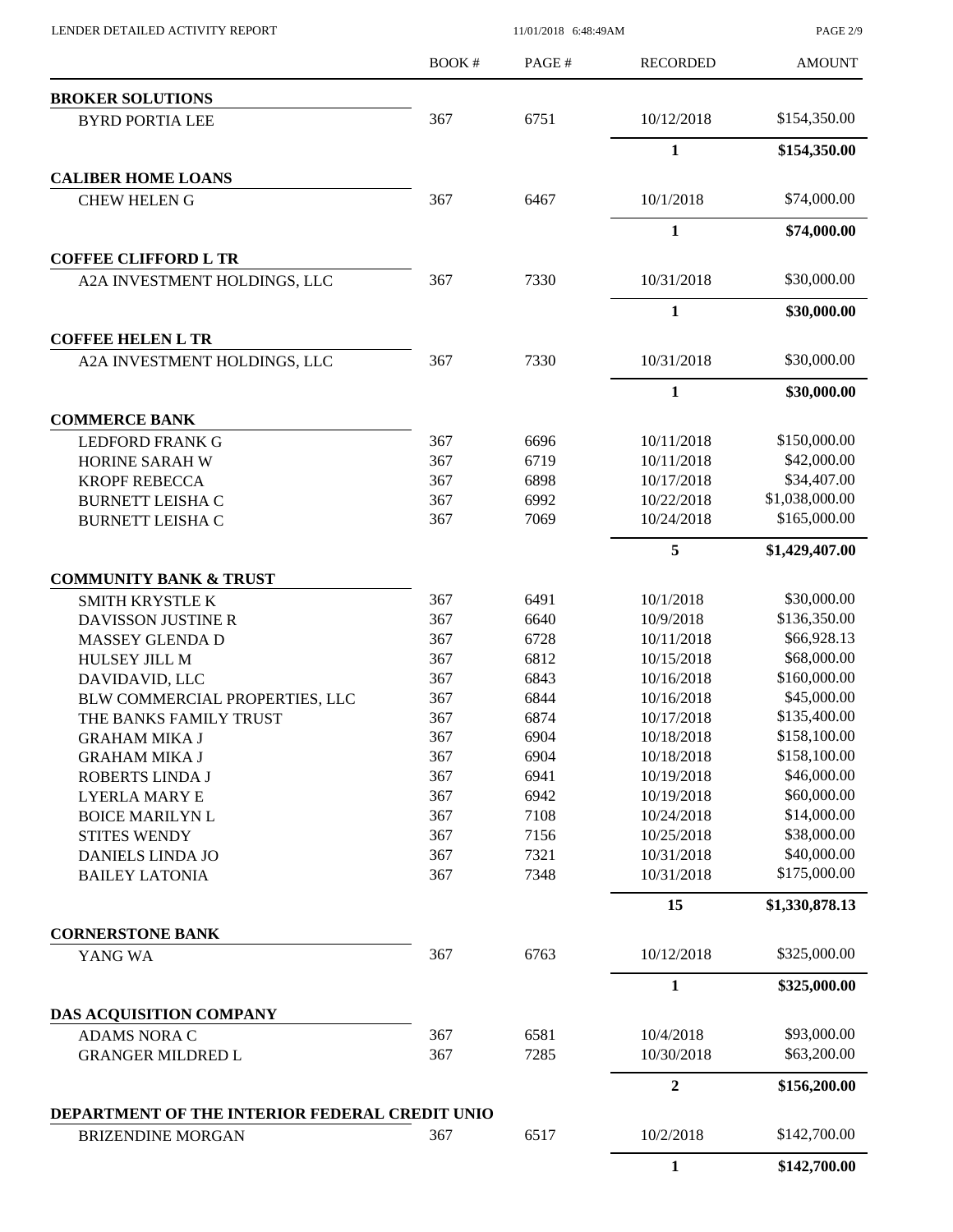| | BOOK # | PAGE # | RECORDED | AMOUNT |
|---|---|---|---|---|
| **BROKER SOLUTIONS** | | | | |
| BYRD PORTIA LEE | 367 | 6751 | 10/12/2018 | $154,350.00 |
| | | | **1** | **$154,350.00** |
| **CALIBER HOME LOANS** | | | | |
| CHEW HELEN G | 367 | 6467 | 10/1/2018 | $74,000.00 |
| | | | **1** | **$74,000.00** |
| **COFFEE CLIFFORD L TR** | | | | |
| A2A INVESTMENT HOLDINGS, LLC | 367 | 7330 | 10/31/2018 | $30,000.00 |
| | | | **1** | **$30,000.00** |
| **COFFEE HELEN L TR** | | | | |
| A2A INVESTMENT HOLDINGS, LLC | 367 | 7330 | 10/31/2018 | $30,000.00 |
| | | | **1** | **$30,000.00** |
| **COMMERCE BANK** | | | | |
| LEDFORD FRANK G | 367 | 6696 | 10/11/2018 | $150,000.00 |
| HORINE SARAH W | 367 | 6719 | 10/11/2018 | $42,000.00 |
| KROPF REBECCA | 367 | 6898 | 10/17/2018 | $34,407.00 |
| BURNETT LEISHA C | 367 | 6992 | 10/22/2018 | $1,038,000.00 |
| BURNETT LEISHA C | 367 | 7069 | 10/24/2018 | $165,000.00 |
| | | | **5** | **$1,429,407.00** |
| **COMMUNITY BANK & TRUST** | | | | |
| SMITH KRYSTLE K | 367 | 6491 | 10/1/2018 | $30,000.00 |
| DAVISSON JUSTINE R | 367 | 6640 | 10/9/2018 | $136,350.00 |
| MASSEY GLENDA D | 367 | 6728 | 10/11/2018 | $66,928.13 |
| HULSEY JILL M | 367 | 6812 | 10/15/2018 | $68,000.00 |
| DAVIDAVID, LLC | 367 | 6843 | 10/16/2018 | $160,000.00 |
| BLW COMMERCIAL PROPERTIES, LLC | 367 | 6844 | 10/16/2018 | $45,000.00 |
| THE BANKS FAMILY TRUST | 367 | 6874 | 10/17/2018 | $135,400.00 |
| GRAHAM MIKA J | 367 | 6904 | 10/18/2018 | $158,100.00 |
| GRAHAM MIKA J | 367 | 6904 | 10/18/2018 | $158,100.00 |
| ROBERTS LINDA J | 367 | 6941 | 10/19/2018 | $46,000.00 |
| LYERLA MARY E | 367 | 6942 | 10/19/2018 | $60,000.00 |
| BOICE MARILYN L | 367 | 7108 | 10/24/2018 | $14,000.00 |
| STITES WENDY | 367 | 7156 | 10/25/2018 | $38,000.00 |
| DANIELS LINDA JO | 367 | 7321 | 10/31/2018 | $40,000.00 |
| BAILEY LATONIA | 367 | 7348 | 10/31/2018 | $175,000.00 |
| | | | **15** | **$1,330,878.13** |
| **CORNERSTONE BANK** | | | | |
| YANG WA | 367 | 6763 | 10/12/2018 | $325,000.00 |
| | | | **1** | **$325,000.00** |
| **DAS ACQUISITION COMPANY** | | | | |
| ADAMS NORA C | 367 | 6581 | 10/4/2018 | $93,000.00 |
| GRANGER MILDRED L | 367 | 7285 | 10/30/2018 | $63,200.00 |
| | | | **2** | **$156,200.00** |
| **DEPARTMENT OF THE INTERIOR FEDERAL CREDIT UNIO** | | | | |
| BRIZENDINE MORGAN | 367 | 6517 | 10/2/2018 | $142,700.00 |
| | | | **1** | **$142,700.00** |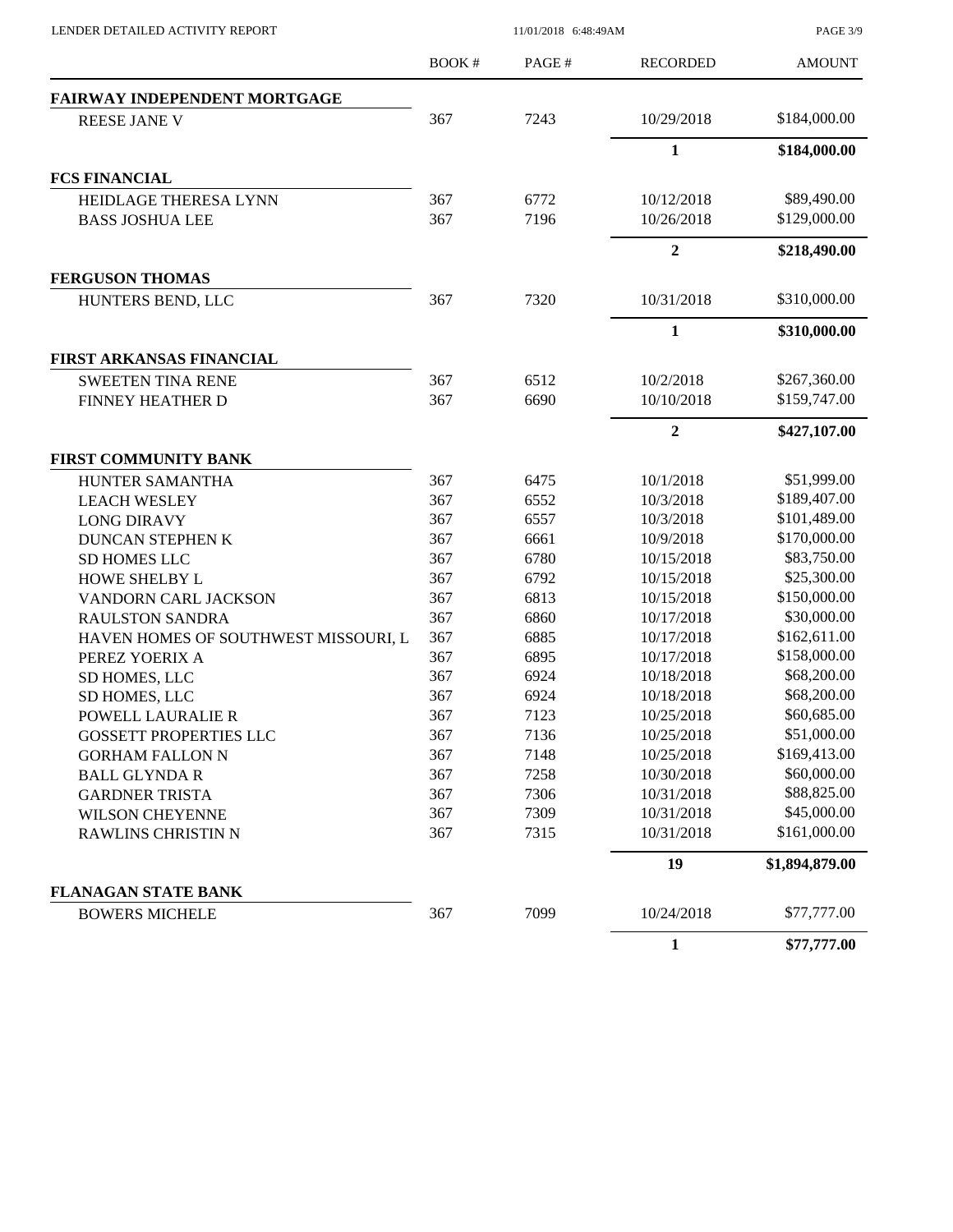| | BOOK # | PAGE # | RECORDED | AMOUNT |
|---|---|---|---|---|
| **FAIRWAY INDEPENDENT MORTGAGE** | | | | |
| REESE JANE V | 367 | 7243 | 10/29/2018 | \$184,000.00 |
| | | | **1** | **\$184,000.00** |
| **FCS FINANCIAL** | | | | |
| HEIDLAGE THERESA LYNN | 367 | 6772 | 10/12/2018 | \$89,490.00 |
| BASS JOSHUA LEE | 367 | 7196 | 10/26/2018 | \$129,000.00 |
| | | | **2** | **\$218,490.00** |
| **FERGUSON THOMAS** | | | | |
| HUNTERS BEND, LLC | 367 | 7320 | 10/31/2018 | \$310,000.00 |
| | | | **1** | **\$310,000.00** |
| **FIRST ARKANSAS FINANCIAL** | | | | |
| SWEETEN TINA RENE | 367 | 6512 | 10/2/2018 | \$267,360.00 |
| FINNEY HEATHER D | 367 | 6690 | 10/10/2018 | \$159,747.00 |
| | | | **2** | **\$427,107.00** |
| **FIRST COMMUNITY BANK** | | | | |
| HUNTER SAMANTHA | 367 | 6475 | 10/1/2018 | \$51,999.00 |
| LEACH WESLEY | 367 | 6552 | 10/3/2018 | \$189,407.00 |
| LONG DIRAVY | 367 | 6557 | 10/3/2018 | \$101,489.00 |
| DUNCAN STEPHEN K | 367 | 6661 | 10/9/2018 | \$170,000.00 |
| SD HOMES LLC | 367 | 6780 | 10/15/2018 | \$83,750.00 |
| HOWE SHELBY L | 367 | 6792 | 10/15/2018 | \$25,300.00 |
| VANDORN CARL JACKSON | 367 | 6813 | 10/15/2018 | \$150,000.00 |
| RAULSTON SANDRA | 367 | 6860 | 10/17/2018 | \$30,000.00 |
| HAVEN HOMES OF SOUTHWEST MISSOURI, L | 367 | 6885 | 10/17/2018 | \$162,611.00 |
| PEREZ YOERIX A | 367 | 6895 | 10/17/2018 | \$158,000.00 |
| SD HOMES, LLC | 367 | 6924 | 10/18/2018 | \$68,200.00 |
| SD HOMES, LLC | 367 | 6924 | 10/18/2018 | \$68,200.00 |
| POWELL LAURALIE R | 367 | 7123 | 10/25/2018 | \$60,685.00 |
| GOSSETT PROPERTIES LLC | 367 | 7136 | 10/25/2018 | \$51,000.00 |
| GORHAM FALLON N | 367 | 7148 | 10/25/2018 | \$169,413.00 |
| BALL GLYNDA R | 367 | 7258 | 10/30/2018 | \$60,000.00 |
| GARDNER TRISTA | 367 | 7306 | 10/31/2018 | \$88,825.00 |
| WILSON CHEYENNE | 367 | 7309 | 10/31/2018 | \$45,000.00 |
| RAWLINS CHRISTIN N | 367 | 7315 | 10/31/2018 | \$161,000.00 |
| | | | **19** | **\$1,894,879.00** |
| **FLANAGAN STATE BANK** | | | | |
| BOWERS MICHELE | 367 | 7099 | 10/24/2018 | \$77,777.00 |
| | | | **1** | **\$77,777.00** |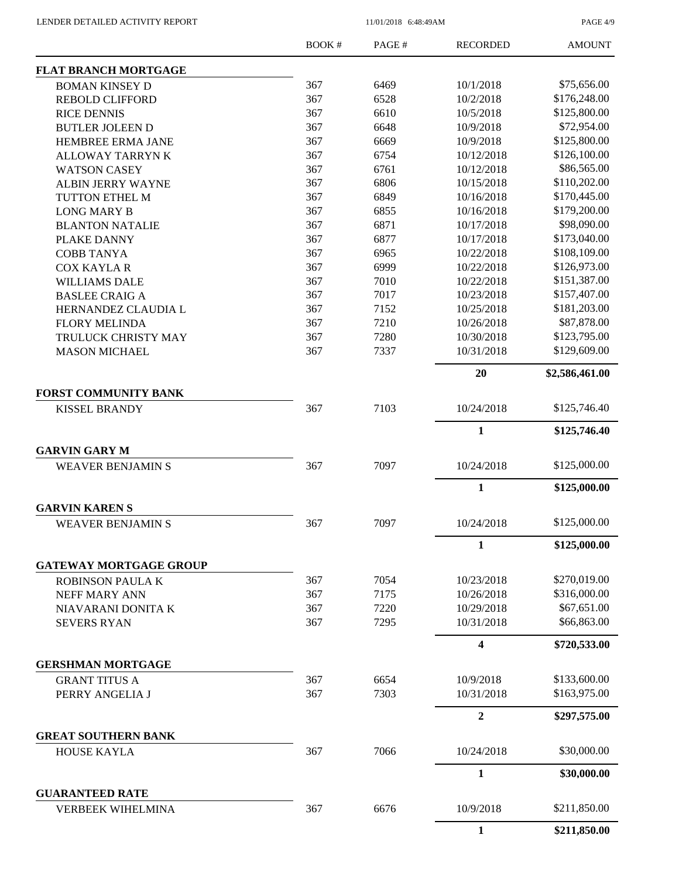| | BOOK # | PAGE # | RECORDED | AMOUNT |
|---|---|---|---|---|
| **FLAT BRANCH MORTGAGE** | | | | |
| BOMAN KINSEY D | 367 | 6469 | 10/1/2018 | \$75,656.00 |
| REBOLD CLIFFORD | 367 | 6528 | 10/2/2018 | \$176,248.00 |
| RICE DENNIS | 367 | 6610 | 10/5/2018 | \$125,800.00 |
| BUTLER JOLEEN D | 367 | 6648 | 10/9/2018 | \$72,954.00 |
| HEMBREE ERMA JANE | 367 | 6669 | 10/9/2018 | \$125,800.00 |
| ALLOWAY TARRYN K | 367 | 6754 | 10/12/2018 | \$126,100.00 |
| WATSON CASEY | 367 | 6761 | 10/12/2018 | \$86,565.00 |
| ALBIN JERRY WAYNE | 367 | 6806 | 10/15/2018 | \$110,202.00 |
| TUTTON ETHEL M | 367 | 6849 | 10/16/2018 | \$170,445.00 |
| LONG MARY B | 367 | 6855 | 10/16/2018 | \$179,200.00 |
| BLANTON NATALIE | 367 | 6871 | 10/17/2018 | \$98,090.00 |
| PLAKE DANNY | 367 | 6877 | 10/17/2018 | \$173,040.00 |
| COBB TANYA | 367 | 6965 | 10/22/2018 | \$108,109.00 |
| COX KAYLA R | 367 | 6999 | 10/22/2018 | \$126,973.00 |
| WILLIAMS DALE | 367 | 7010 | 10/22/2018 | \$151,387.00 |
| BASLEE CRAIG A | 367 | 7017 | 10/23/2018 | \$157,407.00 |
| HERNANDEZ CLAUDIA L | 367 | 7152 | 10/25/2018 | \$181,203.00 |
| FLORY MELINDA | 367 | 7210 | 10/26/2018 | \$87,878.00 |
| TRULUCK CHRISTY MAY | 367 | 7280 | 10/30/2018 | \$123,795.00 |
| MASON MICHAEL | 367 | 7337 | 10/31/2018 | \$129,609.00 |
| | | | **20** | **\$2,586,461.00** |
| **FORST COMMUNITY BANK** | | | | |
| KISSEL BRANDY | 367 | 7103 | 10/24/2018 | \$125,746.40 |
| | | | **1** | **\$125,746.40** |
| **GARVIN GARY M** | | | | |
| WEAVER BENJAMIN S | 367 | 7097 | 10/24/2018 | \$125,000.00 |
| | | | **1** | **\$125,000.00** |
| **GARVIN KAREN S** | | | | |
| WEAVER BENJAMIN S | 367 | 7097 | 10/24/2018 | \$125,000.00 |
| | | | **1** | **\$125,000.00** |
| **GATEWAY MORTGAGE GROUP** | | | | |
| ROBINSON PAULA K | 367 | 7054 | 10/23/2018 | \$270,019.00 |
| NEFF MARY ANN | 367 | 7175 | 10/26/2018 | \$316,000.00 |
| NIAVARANI DONITA K | 367 | 7220 | 10/29/2018 | \$67,651.00 |
| SEVERS RYAN | 367 | 7295 | 10/31/2018 | \$66,863.00 |
| | | | **4** | **\$720,533.00** |
| **GERSHMAN MORTGAGE** | | | | |
| GRANT TITUS A | 367 | 6654 | 10/9/2018 | \$133,600.00 |
| PERRY ANGELIA J | 367 | 7303 | 10/31/2018 | \$163,975.00 |
| | | | **2** | **\$297,575.00** |
| **GREAT SOUTHERN BANK** | | | | |
| HOUSE KAYLA | 367 | 7066 | 10/24/2018 | \$30,000.00 |
| | | | **1** | **\$30,000.00** |
| **GUARANTEED RATE** | | | | |
| VERBEEK WIHELMINA | 367 | 6676 | 10/9/2018 | \$211,850.00 |
| | | | **1** | **\$211,850.00** |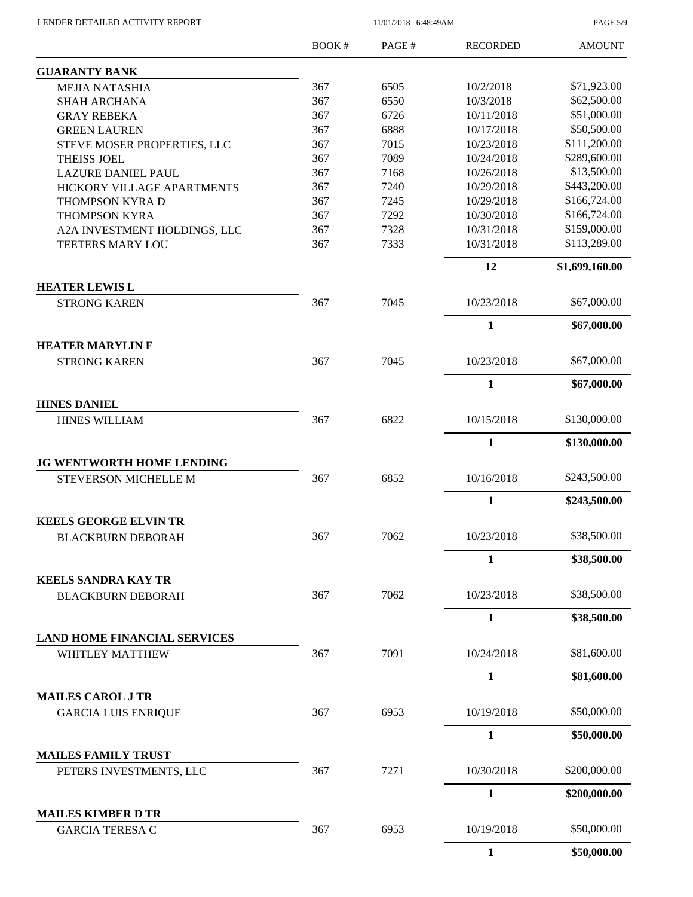LENDER DETAILED ACTIVITY REPORT 11/01/2018 6:48:49AM

| | BOOK # | PAGE # | RECORDED | AMOUNT |
|---|---|---|---|---|
| **GUARANTY BANK** | | | | |
| MEJIA NATASHIA | 367 | 6505 | 10/2/2018 | $71,923.00 |
| SHAH ARCHANA | 367 | 6550 | 10/3/2018 | $62,500.00 |
| GRAY REBEKA | 367 | 6726 | 10/11/2018 | $51,000.00 |
| GREEN LAUREN | 367 | 6888 | 10/17/2018 | $50,500.00 |
| STEVE MOSER PROPERTIES, LLC | 367 | 7015 | 10/23/2018 | $111,200.00 |
| THEISS JOEL | 367 | 7089 | 10/24/2018 | $289,600.00 |
| LAZURE DANIEL PAUL | 367 | 7168 | 10/26/2018 | $13,500.00 |
| HICKORY VILLAGE APARTMENTS | 367 | 7240 | 10/29/2018 | $443,200.00 |
| THOMPSON KYRA D | 367 | 7245 | 10/29/2018 | $166,724.00 |
| THOMPSON KYRA | 367 | 7292 | 10/30/2018 | $166,724.00 |
| A2A INVESTMENT HOLDINGS, LLC | 367 | 7328 | 10/31/2018 | $159,000.00 |
| TEETERS MARY LOU | 367 | 7333 | 10/31/2018 | $113,289.00 |
| | | | **12** | **$1,699,160.00** |
| **HEATER LEWIS L** | | | | |
| STRONG KAREN | 367 | 7045 | 10/23/2018 | $67,000.00 |
| | | | **1** | **$67,000.00** |
| **HEATER MARYLIN F** | | | | |
| STRONG KAREN | 367 | 7045 | 10/23/2018 | $67,000.00 |
| | | | **1** | **$67,000.00** |
| **HINES DANIEL** | | | | |
| HINES WILLIAM | 367 | 6822 | 10/15/2018 | $130,000.00 |
| | | | **1** | **$130,000.00** |
| **JG WENTWORTH HOME LENDING** | | | | |
| STEVERSON MICHELLE M | 367 | 6852 | 10/16/2018 | $243,500.00 |
| | | | **1** | **$243,500.00** |
| **KEELS GEORGE ELVIN TR** | | | | |
| BLACKBURN DEBORAH | 367 | 7062 | 10/23/2018 | $38,500.00 |
| | | | **1** | **$38,500.00** |
| **KEELS SANDRA KAY TR** | | | | |
| BLACKBURN DEBORAH | 367 | 7062 | 10/23/2018 | $38,500.00 |
| | | | **1** | **$38,500.00** |
| **LAND HOME FINANCIAL SERVICES** | | | | |
| WHITLEY MATTHEW | 367 | 7091 | 10/24/2018 | $81,600.00 |
| | | | **1** | **$81,600.00** |
| **MAILES CAROL J TR** | | | | |
| GARCIA LUIS ENRIQUE | 367 | 6953 | 10/19/2018 | $50,000.00 |
| | | | **1** | **$50,000.00** |
| **MAILES FAMILY TRUST** | | | | |
| PETERS INVESTMENTS, LLC | 367 | 7271 | 10/30/2018 | $200,000.00 |
| | | | **1** | **$200,000.00** |
| **MAILES KIMBER D TR** | | | | |
| GARCIA TERESA C | 367 | 6953 | 10/19/2018 | $50,000.00 |
| | | | **1** | **$50,000.00** |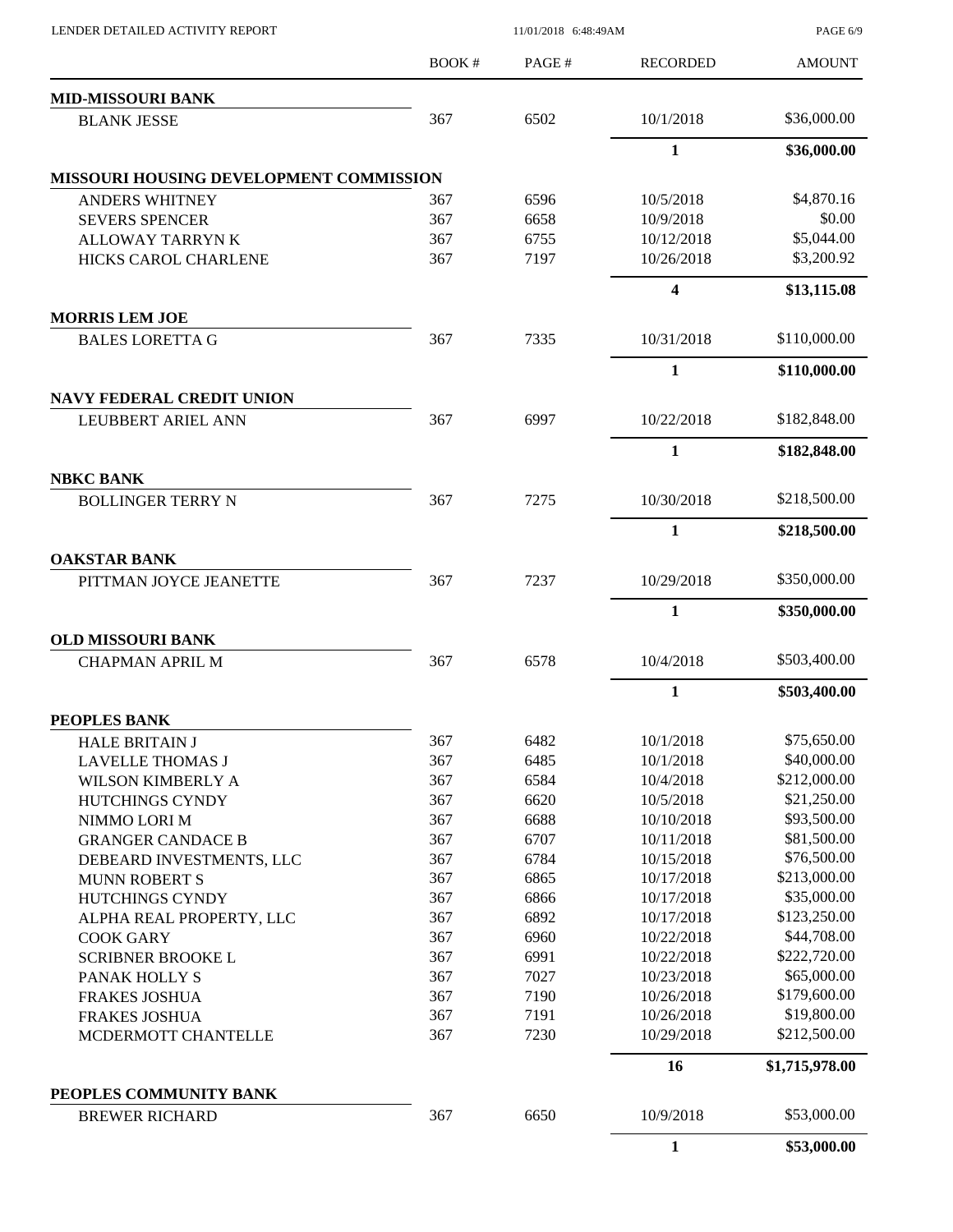| | BOOK # | PAGE # | RECORDED | AMOUNT |
|---|---|---|---|---|
| **MID-MISSOURI BANK** | | | | |
| BLANK JESSE | 367 | 6502 | 10/1/2018 | $36,000.00 |
| | | | **1** | **$36,000.00** |
| **MISSOURI HOUSING DEVELOPMENT COMMISSION** | | | | |
| ANDERS WHITNEY | 367 | 6596 | 10/5/2018 | $4,870.16 |
| SEVERS SPENCER | 367 | 6658 | 10/9/2018 | $0.00 |
| ALLOWAY TARRYN K | 367 | 6755 | 10/12/2018 | $5,044.00 |
| HICKS CAROL CHARLENE | 367 | 7197 | 10/26/2018 | $3,200.92 |
| | | | **4** | **$13,115.08** |
| **MORRIS LEM JOE** | | | | |
| BALES LORETTA G | 367 | 7335 | 10/31/2018 | $110,000.00 |
| | | | **1** | **$110,000.00** |
| **NAVY FEDERAL CREDIT UNION** | | | | |
| LEUBBERT ARIEL ANN | 367 | 6997 | 10/22/2018 | $182,848.00 |
| | | | **1** | **$182,848.00** |
| **NBKC BANK** | | | | |
| BOLLINGER TERRY N | 367 | 7275 | 10/30/2018 | $218,500.00 |
| | | | **1** | **$218,500.00** |
| **OAKSTAR BANK** | | | | |
| PITTMAN JOYCE JEANETTE | 367 | 7237 | 10/29/2018 | $350,000.00 |
| | | | **1** | **$350,000.00** |
| **OLD MISSOURI BANK** | | | | |
| CHAPMAN APRIL M | 367 | 6578 | 10/4/2018 | $503,400.00 |
| | | | **1** | **$503,400.00** |
| **PEOPLES BANK** | | | | |
| HALE BRITAIN J | 367 | 6482 | 10/1/2018 | $75,650.00 |
| LAVELLE THOMAS J | 367 | 6485 | 10/1/2018 | $40,000.00 |
| WILSON KIMBERLY A | 367 | 6584 | 10/4/2018 | $212,000.00 |
| HUTCHINGS CYNDY | 367 | 6620 | 10/5/2018 | $21,250.00 |
| NIMMO LORI M | 367 | 6688 | 10/10/2018 | $93,500.00 |
| GRANGER CANDACE B | 367 | 6707 | 10/11/2018 | $81,500.00 |
| DEBEARD INVESTMENTS, LLC | 367 | 6784 | 10/15/2018 | $76,500.00 |
| MUNN ROBERT S | 367 | 6865 | 10/17/2018 | $213,000.00 |
| HUTCHINGS CYNDY | 367 | 6866 | 10/17/2018 | $35,000.00 |
| ALPHA REAL PROPERTY, LLC | 367 | 6892 | 10/17/2018 | $123,250.00 |
| COOK GARY | 367 | 6960 | 10/22/2018 | $44,708.00 |
| SCRIBNER BROOKE L | 367 | 6991 | 10/22/2018 | $222,720.00 |
| PANAK HOLLY S | 367 | 7027 | 10/23/2018 | $65,000.00 |
| FRAKES JOSHUA | 367 | 7190 | 10/26/2018 | $179,600.00 |
| FRAKES JOSHUA | 367 | 7191 | 10/26/2018 | $19,800.00 |
| MCDERMOTT CHANTELLE | 367 | 7230 | 10/29/2018 | $212,500.00 |
| | | | **16** | **$1,715,978.00** |
| **PEOPLES COMMUNITY BANK** | | | | |
| BREWER RICHARD | 367 | 6650 | 10/9/2018 | $53,000.00 |
| | | | **1** | **$53,000.00** |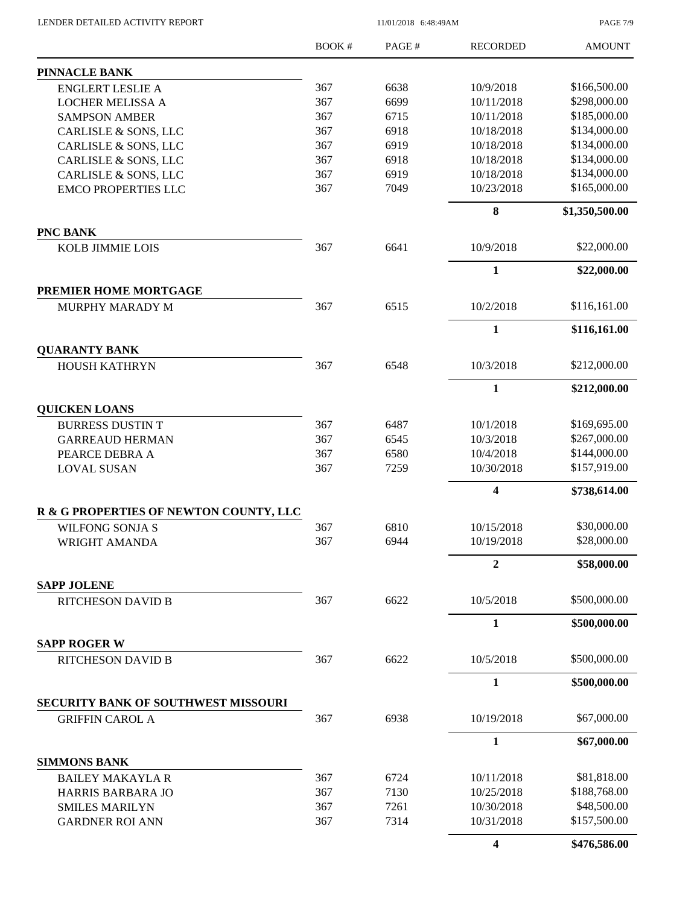LENDER DETAILED ACTIVITY REPORT

| | BOOK # | PAGE # | RECORDED | AMOUNT |
|---|---|---|---|---|
| **PINNACLE BANK** | | | | |
| ENGLERT LESLIE A | 367 | 6638 | 10/9/2018 | $166,500.00 |
| LOCHER MELISSA A | 367 | 6699 | 10/11/2018 | $298,000.00 |
| SAMPSON AMBER | 367 | 6715 | 10/11/2018 | $185,000.00 |
| CARLISLE & SONS, LLC | 367 | 6918 | 10/18/2018 | $134,000.00 |
| CARLISLE & SONS, LLC | 367 | 6919 | 10/18/2018 | $134,000.00 |
| CARLISLE & SONS, LLC | 367 | 6918 | 10/18/2018 | $134,000.00 |
| CARLISLE & SONS, LLC | 367 | 6919 | 10/18/2018 | $134,000.00 |
| EMCO PROPERTIES LLC | 367 | 7049 | 10/23/2018 | $165,000.00 |
| | | | **8** | **$1,350,500.00** |
| **PNC BANK** | | | | |
| KOLB JIMMIE LOIS | 367 | 6641 | 10/9/2018 | $22,000.00 |
| | | | **1** | **$22,000.00** |
| **PREMIER HOME MORTGAGE** | | | | |
| MURPHY MARADY M | 367 | 6515 | 10/2/2018 | $116,161.00 |
| | | | **1** | **$116,161.00** |
| **QUARANTY BANK** | | | | |
| HOUSH KATHRYN | 367 | 6548 | 10/3/2018 | $212,000.00 |
| | | | **1** | **$212,000.00** |
| **QUICKEN LOANS** | | | | |
| BURRESS DUSTIN T | 367 | 6487 | 10/1/2018 | $169,695.00 |
| GARREAUD HERMAN | 367 | 6545 | 10/3/2018 | $267,000.00 |
| PEARCE DEBRA A | 367 | 6580 | 10/4/2018 | $144,000.00 |
| LOVAL SUSAN | 367 | 7259 | 10/30/2018 | $157,919.00 |
| | | | **4** | **$738,614.00** |
| **R & G PROPERTIES OF NEWTON COUNTY, LLC** | | | | |
| WILFONG SONJA S | 367 | 6810 | 10/15/2018 | $30,000.00 |
| WRIGHT AMANDA | 367 | 6944 | 10/19/2018 | $28,000.00 |
| | | | **2** | **$58,000.00** |
| **SAPP JOLENE** | | | | |
| RITCHESON DAVID B | 367 | 6622 | 10/5/2018 | $500,000.00 |
| | | | **1** | **$500,000.00** |
| **SAPP ROGER W** | | | | |
| RITCHESON DAVID B | 367 | 6622 | 10/5/2018 | $500,000.00 |
| | | | **1** | **$500,000.00** |
| **SECURITY BANK OF SOUTHWEST MISSOURI** | | | | |
| GRIFFIN CAROL A | 367 | 6938 | 10/19/2018 | $67,000.00 |
| | | | **1** | **$67,000.00** |
| **SIMMONS BANK** | | | | |
| BAILEY MAKAYLA R | 367 | 6724 | 10/11/2018 | $81,818.00 |
| HARRIS BARBARA JO | 367 | 7130 | 10/25/2018 | $188,768.00 |
| SMILES MARILYN | 367 | 7261 | 10/30/2018 | $48,500.00 |
| GARDNER ROI ANN | 367 | 7314 | 10/31/2018 | $157,500.00 |
| | | | **4** | **$476,586.00** |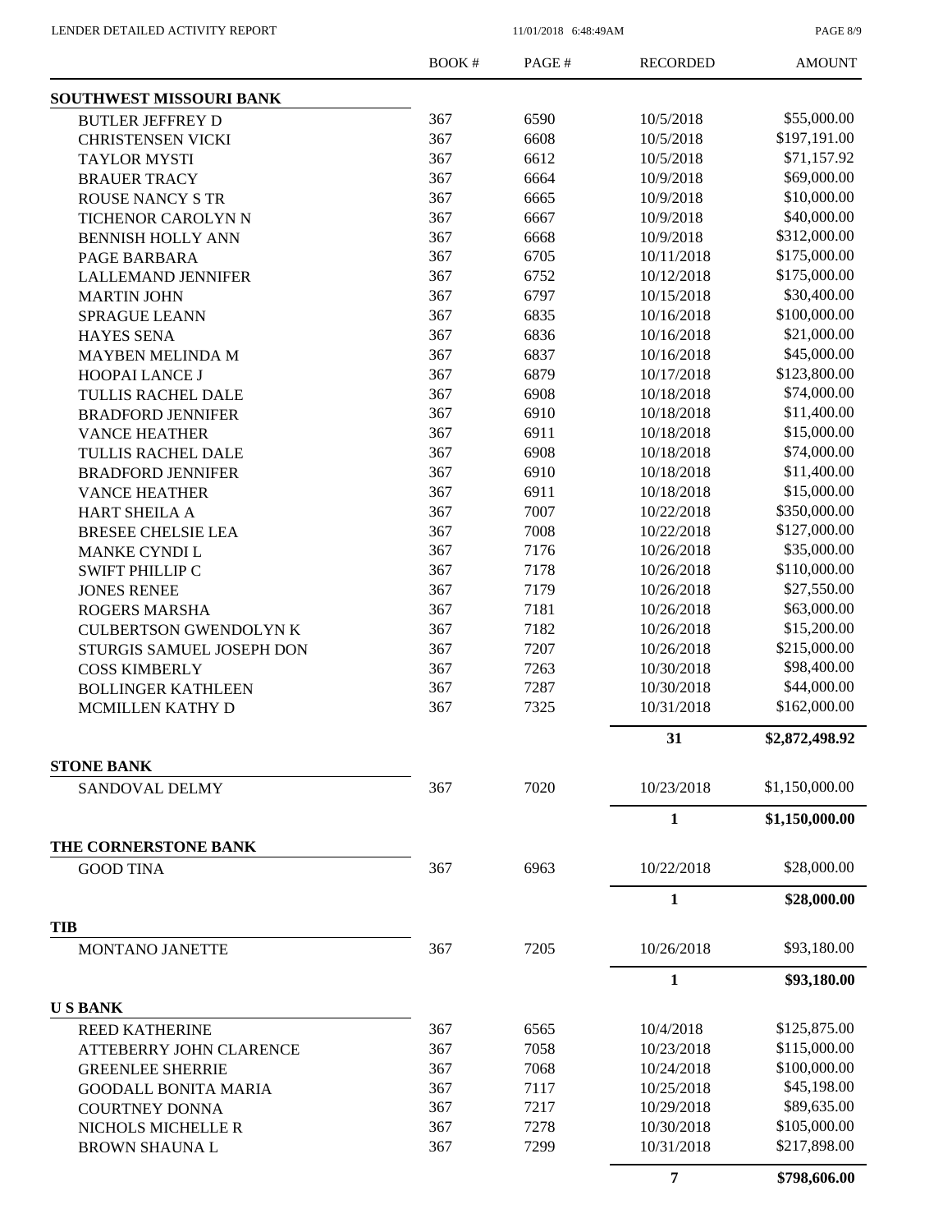| | BOOK # | PAGE # | RECORDED | AMOUNT |
|---|---|---|---|---|
| **SOUTHWEST MISSOURI BANK** | | | | |
| BUTLER JEFFREY D | 367 | 6590 | 10/5/2018 | \$55,000.00 |
| CHRISTENSEN VICKI | 367 | 6608 | 10/5/2018 | \$197,191.00 |
| TAYLOR MYSTI | 367 | 6612 | 10/5/2018 | \$71,157.92 |
| BRAUER TRACY | 367 | 6664 | 10/9/2018 | \$69,000.00 |
| ROUSE NANCY S TR | 367 | 6665 | 10/9/2018 | \$10,000.00 |
| TICHENOR CAROLYN N | 367 | 6667 | 10/9/2018 | \$40,000.00 |
| BENNISH HOLLY ANN | 367 | 6668 | 10/9/2018 | \$312,000.00 |
| PAGE BARBARA | 367 | 6705 | 10/11/2018 | \$175,000.00 |
| LALLEMAND JENNIFER | 367 | 6752 | 10/12/2018 | \$175,000.00 |
| MARTIN JOHN | 367 | 6797 | 10/15/2018 | \$30,400.00 |
| SPRAGUE LEANN | 367 | 6835 | 10/16/2018 | \$100,000.00 |
| HAYES SENA | 367 | 6836 | 10/16/2018 | \$21,000.00 |
| MAYBEN MELINDA M | 367 | 6837 | 10/16/2018 | \$45,000.00 |
| HOOPAI LANCE J | 367 | 6879 | 10/17/2018 | \$123,800.00 |
| TULLIS RACHEL DALE | 367 | 6908 | 10/18/2018 | \$74,000.00 |
| BRADFORD JENNIFER | 367 | 6910 | 10/18/2018 | \$11,400.00 |
| VANCE HEATHER | 367 | 6911 | 10/18/2018 | \$15,000.00 |
| TULLIS RACHEL DALE | 367 | 6908 | 10/18/2018 | \$74,000.00 |
| BRADFORD JENNIFER | 367 | 6910 | 10/18/2018 | \$11,400.00 |
| VANCE HEATHER | 367 | 6911 | 10/18/2018 | \$15,000.00 |
| HART SHEILA A | 367 | 7007 | 10/22/2018 | \$350,000.00 |
| BRESEE CHELSIE LEA | 367 | 7008 | 10/22/2018 | \$127,000.00 |
| MANKE CYNDI L | 367 | 7176 | 10/26/2018 | \$35,000.00 |
| SWIFT PHILLIP C | 367 | 7178 | 10/26/2018 | \$110,000.00 |
| JONES RENEE | 367 | 7179 | 10/26/2018 | \$27,550.00 |
| ROGERS MARSHA | 367 | 7181 | 10/26/2018 | \$63,000.00 |
| CULBERTSON GWENDOLYN K | 367 | 7182 | 10/26/2018 | \$15,200.00 |
| STURGIS SAMUEL JOSEPH DON | 367 | 7207 | 10/26/2018 | \$215,000.00 |
| COSS KIMBERLY | 367 | 7263 | 10/30/2018 | \$98,400.00 |
| BOLLINGER KATHLEEN | 367 | 7287 | 10/30/2018 | \$44,000.00 |
| MCMILLEN KATHY D | 367 | 7325 | 10/31/2018 | \$162,000.00 |
| | | | **31** | **\$2,872,498.92** |
| **STONE BANK** | | | | |
| SANDOVAL DELMY | 367 | 7020 | 10/23/2018 | \$1,150,000.00 |
| | | | **1** | **\$1,150,000.00** |
| **THE CORNERSTONE BANK** | | | | |
| GOOD TINA | 367 | 6963 | 10/22/2018 | \$28,000.00 |
| | | | **1** | **\$28,000.00** |
| **TIB** | | | | |
| MONTANO JANETTE | 367 | 7205 | 10/26/2018 | \$93,180.00 |
| | | | **1** | **\$93,180.00** |
| **U S BANK** | | | | |
| REED KATHERINE | 367 | 6565 | 10/4/2018 | \$125,875.00 |
| ATTEBERRY JOHN CLARENCE | 367 | 7058 | 10/23/2018 | \$115,000.00 |
| GREENLEE SHERRIE | 367 | 7068 | 10/24/2018 | \$100,000.00 |
| GOODALL BONITA MARIA | 367 | 7117 | 10/25/2018 | \$45,198.00 |
| COURTNEY DONNA | 367 | 7217 | 10/29/2018 | \$89,635.00 |
| NICHOLS MICHELLE R | 367 | 7278 | 10/30/2018 | \$105,000.00 |
| BROWN SHAUNA L | 367 | 7299 | 10/31/2018 | \$217,898.00 |
| | | | **7** | **\$798,606.00** |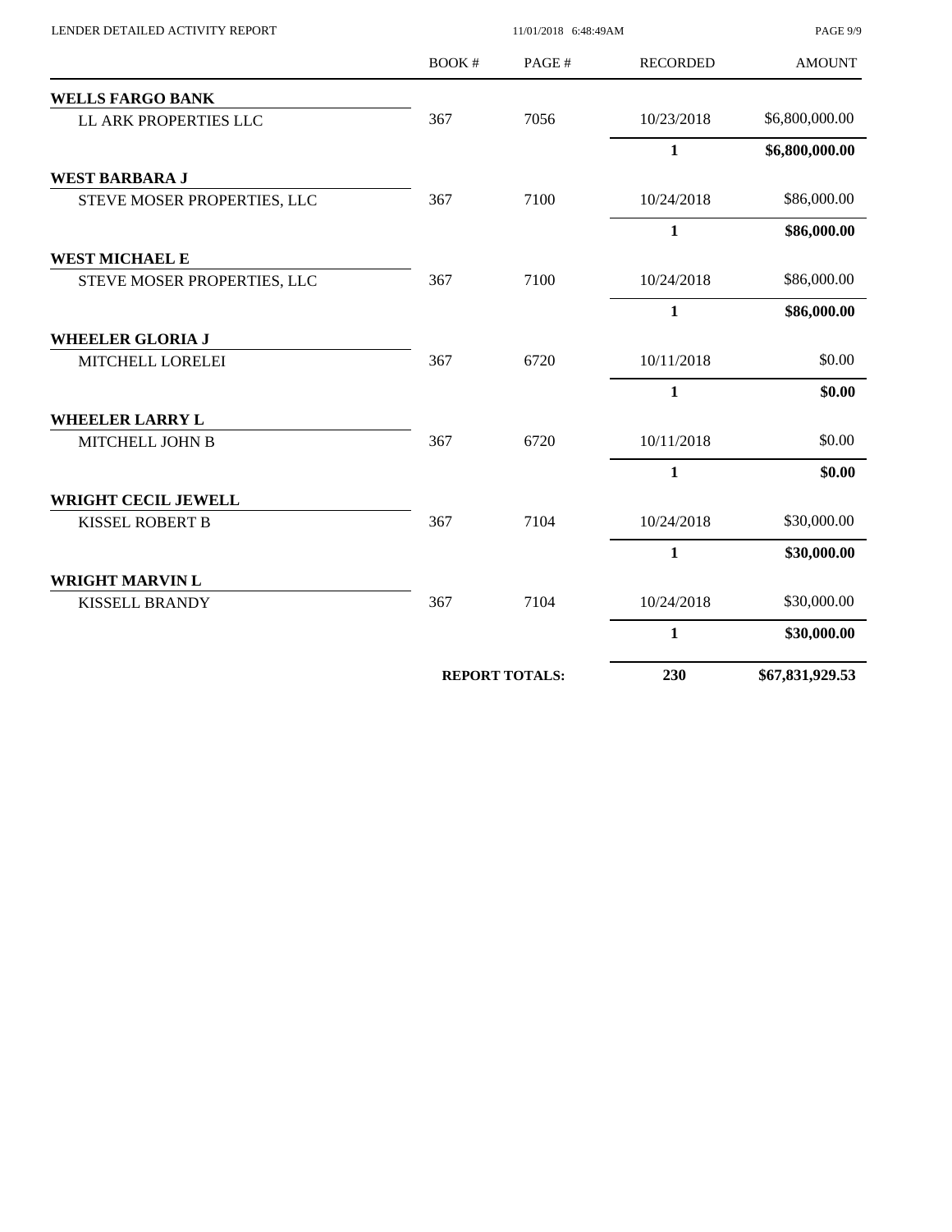| | BOOK # | PAGE # | RECORDED | AMOUNT |
|---|---|---|---|---|
| **WELLS FARGO BANK** | | | | |
| LL ARK PROPERTIES LLC | 367 | 7056 | 10/23/2018 | $6,800,000.00 |
| | | | **1** | **$6,800,000.00** |
| **WEST BARBARA J** | | | | |
| STEVE MOSER PROPERTIES, LLC | 367 | 7100 | 10/24/2018 | $86,000.00 |
| | | | **1** | **$86,000.00** |
| **WEST MICHAEL E** | | | | |
| STEVE MOSER PROPERTIES, LLC | 367 | 7100 | 10/24/2018 | $86,000.00 |
| | | | **1** | **$86,000.00** |
| **WHEELER GLORIA J** | | | | |
| MITCHELL LORELEI | 367 | 6720 | 10/11/2018 | $0.00 |
| | | | **1** | **$0.00** |
| **WHEELER LARRY L** | | | | |
| MITCHELL JOHN B | 367 | 6720 | 10/11/2018 | $0.00 |
| | | | **1** | **$0.00** |
| **WRIGHT CECIL JEWELL** | | | | |
| KISSEL ROBERT B | 367 | 7104 | 10/24/2018 | $30,000.00 |
| | | | **1** | **$30,000.00** |
| **WRIGHT MARVIN L** | | | | |
| KISSELL BRANDY | 367 | 7104 | 10/24/2018 | $30,000.00 |
| | | | **1** | **$30,000.00** |
| | **REPORT TOTALS:** | | **230** | **$67,831,929.53** |